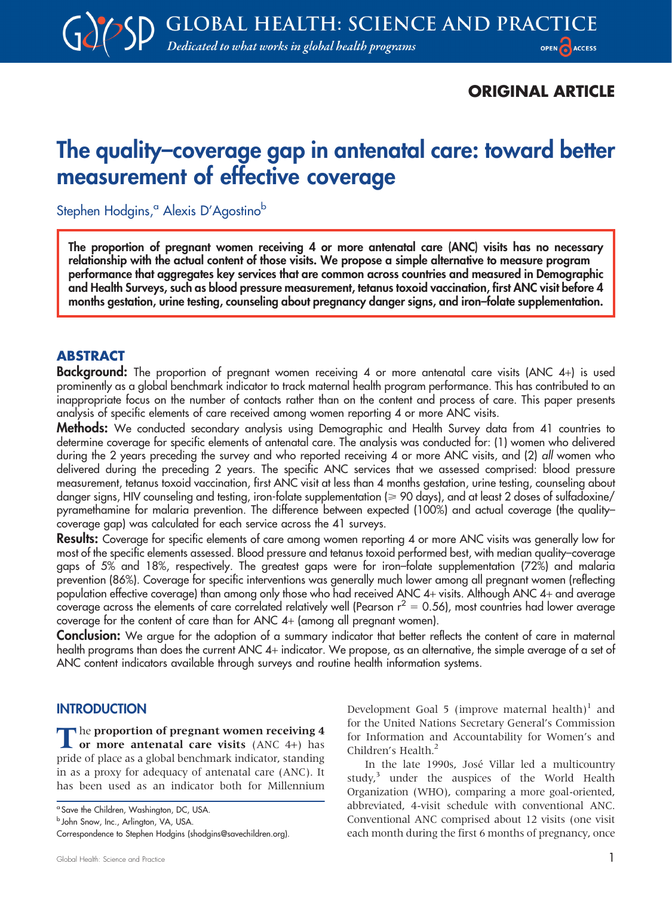ORIGINAL ARTICLE

# The quality–coverage gap in antenatal care: toward better measurement of effective coverage

Stephen Hodgins,[a] Alexis D'Agostino[b]

**The proportion of pregnant women receiving 4 or more antenatal care (ANC) visits has no necessary relationship with the actual content of those visits. We propose a simple alternative to measure program performance that aggregates key services that are common across countries and measured in Demographic and Health Surveys, such as blood pressure measurement, tetanus toxoid vaccination, first ANC visit before 4 months gestation, urine testing, counseling about pregnancy danger signs, and iron–folate supplementation.**

## ABSTRACT

**Background:** The proportion of pregnant women receiving 4 or more antenatal care visits (ANC 4+) is used prominently as a global benchmark indicator to track maternal health program performance. This has contributed to an inappropriate focus on the number of contacts rather than on the content and process of care. This paper presents analysis of specific elements of care received among women reporting 4 or more ANC visits.

**Methods:** We conducted secondary analysis using Demographic and Health Survey data from 41 countries to determine coverage for specific elements of antenatal care. The analysis was conducted for: (1) women who delivered during the 2 years preceding the survey and who reported receiving 4 or more ANC visits, and (2) *all* women who delivered during the preceding 2 years. The specific ANC services that we assessed comprised: blood pressure measurement, tetanus toxoid vaccination, first ANC visit at less than 4 months gestation, urine testing, counseling about danger signs, HIV counseling and testing, iron-folate supplementation (⩾ 90 days), and at least 2 doses of sulfadoxine/pyramethamine for malaria prevention. The difference between expected (100%) and actual coverage (the quality–coverage gap) was calculated for each service across the 41 surveys.

**Results:** Coverage for specific elements of care among women reporting 4 or more ANC visits was generally low for most of the specific elements assessed. Blood pressure and tetanus toxoid performed best, with median quality–coverage gaps of 5% and 18%, respectively. The greatest gaps were for iron–folate supplementation (72%) and malaria prevention (86%). Coverage for specific interventions was generally much lower among all pregnant women (reflecting population effective coverage) than among only those who had received ANC 4+ visits. Although ANC 4+ and average coverage across the elements of care correlated relatively well (Pearson $r^2 = 0.56$), most countries had lower average coverage for the content of care than for ANC 4+ (among all pregnant women).

**Conclusion:** We argue for the adoption of a summary indicator that better reflects the content of care in maternal health programs than does the current ANC 4+ indicator. We propose, as an alternative, the simple average of a set of ANC content indicators available through surveys and routine health information systems.

## INTRODUCTION

The **proportion of pregnant women receiving 4 or more antenatal care visits** (ANC 4+) has pride of place as a global benchmark indicator, standing in as a proxy for adequacy of antenatal care (ANC). It has been used as an indicator both for Millennium Development Goal 5 (improve maternal health)[1] and for the United Nations Secretary General's Commission for Information and Accountability for Women's and Children's Health.[2]

In the late 1990s, José Villar led a multicountry study,[3] under the auspices of the World Health Organization (WHO), comparing a more goal-oriented, abbreviated, 4-visit schedule with conventional ANC. Conventional ANC comprised about 12 visits (one visit each month during the first 6 months of pregnancy, once

[a] Save the Children, Washington, DC, USA.
[b] John Snow, Inc., Arlington, VA, USA.
Correspondence to Stephen Hodgins (shodgins@savechildren.org).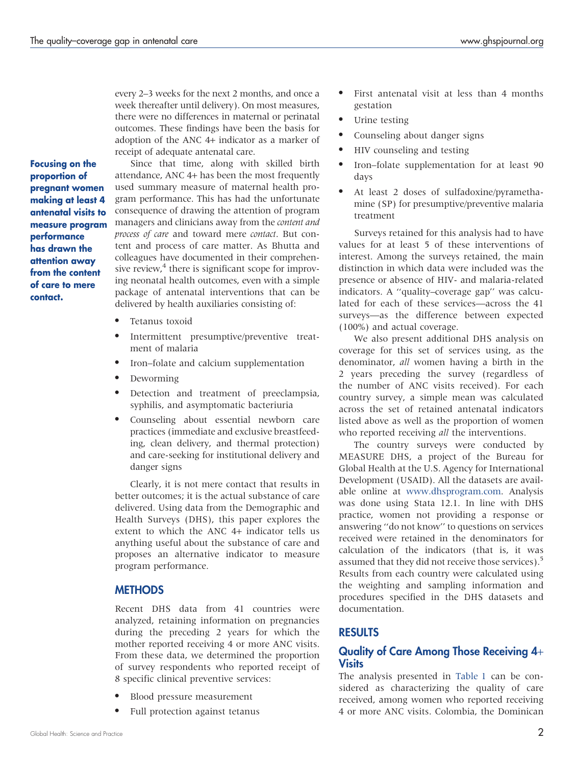every 2–3 weeks for the next 2 months, and once a week thereafter until delivery). On most measures, there were no differences in maternal or perinatal outcomes. These findings have been the basis for adoption of the ANC 4+ indicator as a marker of receipt of adequate antenatal care.

**Focusing on the proportion of pregnant women making at least 4 antenatal visits to measure program performance has drawn the attention away from the content of care to mere contact.**

Since that time, along with skilled birth attendance, ANC 4+ has been the most frequently used summary measure of maternal health program performance. This has had the unfortunate consequence of drawing the attention of program managers and clinicians away from the *content and process of care* and toward mere *contact*. But content and process of care matter. As Bhutta and colleagues have documented in their comprehensive review,[4] there is significant scope for improving neonatal health outcomes, even with a simple package of antenatal interventions that can be delivered by health auxiliaries consisting of:

- Tetanus toxoid
- Intermittent presumptive/preventive treatment of malaria
- Iron–folate and calcium supplementation
- Deworming
- Detection and treatment of preeclampsia, syphilis, and asymptomatic bacteriuria
- Counseling about essential newborn care practices (immediate and exclusive breastfeeding, clean delivery, and thermal protection) and care-seeking for institutional delivery and danger signs

Clearly, it is not mere contact that results in better outcomes; it is the actual substance of care delivered. Using data from the Demographic and Health Surveys (DHS), this paper explores the extent to which the ANC 4+ indicator tells us anything useful about the substance of care and proposes an alternative indicator to measure program performance.

## METHODS

Recent DHS data from 41 countries were analyzed, retaining information on pregnancies during the preceding 2 years for which the mother reported receiving 4 or more ANC visits. From these data, we determined the proportion of survey respondents who reported receipt of 8 specific clinical preventive services:

- Blood pressure measurement
- Full protection against tetanus
- First antenatal visit at less than 4 months gestation
- Urine testing
- Counseling about danger signs
- HIV counseling and testing
- Iron–folate supplementation for at least 90 days
- At least 2 doses of sulfadoxine/pyramethamine (SP) for presumptive/preventive malaria treatment

Surveys retained for this analysis had to have values for at least 5 of these interventions of interest. Among the surveys retained, the main distinction in which data were included was the presence or absence of HIV- and malaria-related indicators. A "quality–coverage gap" was calculated for each of these services—across the 41 surveys—as the difference between expected (100%) and actual coverage.

We also present additional DHS analysis on coverage for this set of services using, as the denominator, *all* women having a birth in the 2 years preceding the survey (regardless of the number of ANC visits received). For each country survey, a simple mean was calculated across the set of retained antenatal indicators listed above as well as the proportion of women who reported receiving *all* the interventions.

The country surveys were conducted by MEASURE DHS, a project of the Bureau for Global Health at the U.S. Agency for International Development (USAID). All the datasets are available online at www.dhsprogram.com. Analysis was done using Stata 12.1. In line with DHS practice, women not providing a response or answering "do not know" to questions on services received were retained in the denominators for calculation of the indicators (that is, it was assumed that they did not receive those services).[5] Results from each country were calculated using the weighting and sampling information and procedures specified in the DHS datasets and documentation.

## RESULTS

### Quality of Care Among Those Receiving 4+ Visits

The analysis presented in Table 1 can be considered as characterizing the quality of care received, among women who reported receiving 4 or more ANC visits. Colombia, the Dominican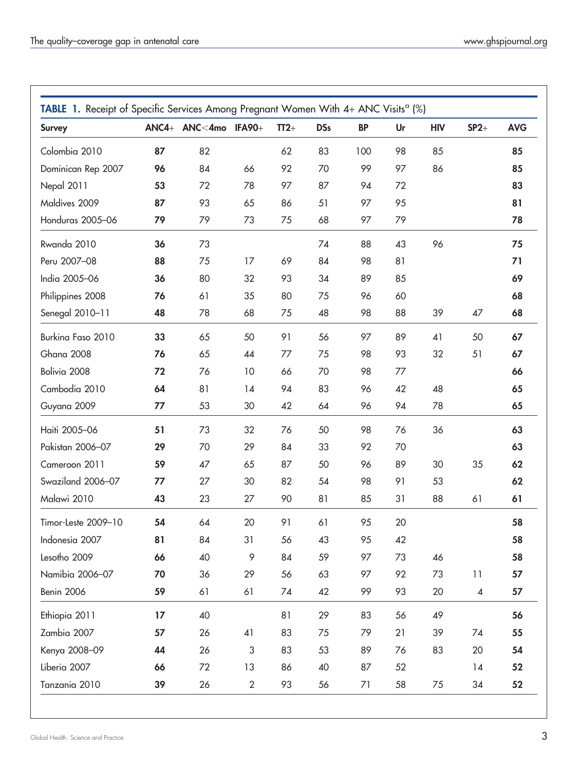**TABLE 1.** Receipt of Specific Services Among Pregnant Women With 4+ ANC Visits[a] (%)

| Survey | ANC4+ | ANC<4mo | IFA90+ | TT2+ | DSs | BP | Ur | HIV | SP2+ | AVG |
|---|---|---|---|---|---|---|---|---|---|---|
| Colombia 2010 | **87** | 82 | | 62 | 83 | 100 | 98 | 85 | | **85** |
| Dominican Rep 2007 | **96** | 84 | 66 | 92 | 70 | 99 | 97 | 86 | | **85** |
| Nepal 2011 | **53** | 72 | 78 | 97 | 87 | 94 | 72 | | | **83** |
| Maldives 2009 | **87** | 93 | 65 | 86 | 51 | 97 | 95 | | | **81** |
| Honduras 2005–06 | **79** | 79 | 73 | 75 | 68 | 97 | 79 | | | **78** |
| Rwanda 2010 | **36** | 73 | | | 74 | 88 | 43 | 96 | | **75** |
| Peru 2007–08 | **88** | 75 | 17 | 69 | 84 | 98 | 81 | | | **71** |
| India 2005–06 | **36** | 80 | 32 | 93 | 34 | 89 | 85 | | | **69** |
| Philippines 2008 | **76** | 61 | 35 | 80 | 75 | 96 | 60 | | | **68** |
| Senegal 2010–11 | **48** | 78 | 68 | 75 | 48 | 98 | 88 | 39 | 47 | **68** |
| Burkina Faso 2010 | **33** | 65 | 50 | 91 | 56 | 97 | 89 | 41 | 50 | **67** |
| Ghana 2008 | **76** | 65 | 44 | 77 | 75 | 98 | 93 | 32 | 51 | **67** |
| Bolivia 2008 | **72** | 76 | 10 | 66 | 70 | 98 | 77 | | | **66** |
| Cambodia 2010 | **64** | 81 | 14 | 94 | 83 | 96 | 42 | 48 | | **65** |
| Guyana 2009 | **77** | 53 | 30 | 42 | 64 | 96 | 94 | 78 | | **65** |
| Haiti 2005–06 | **51** | 73 | 32 | 76 | 50 | 98 | 76 | 36 | | **63** |
| Pakistan 2006–07 | **29** | 70 | 29 | 84 | 33 | 92 | 70 | | | **63** |
| Cameroon 2011 | **59** | 47 | 65 | 87 | 50 | 96 | 89 | 30 | 35 | **62** |
| Swaziland 2006–07 | **77** | 27 | 30 | 82 | 54 | 98 | 91 | 53 | | **62** |
| Malawi 2010 | **43** | 23 | 27 | 90 | 81 | 85 | 31 | 88 | 61 | **61** |
| Timor-Leste 2009–10 | **54** | 64 | 20 | 91 | 61 | 95 | 20 | | | **58** |
| Indonesia 2007 | **81** | 84 | 31 | 56 | 43 | 95 | 42 | | | **58** |
| Lesotho 2009 | **66** | 40 | 9 | 84 | 59 | 97 | 73 | 46 | | **58** |
| Namibia 2006–07 | **70** | 36 | 29 | 56 | 63 | 97 | 92 | 73 | 11 | **57** |
| Benin 2006 | **59** | 61 | 61 | 74 | 42 | 99 | 93 | 20 | 4 | **57** |
| Ethiopia 2011 | **17** | 40 | | 81 | 29 | 83 | 56 | 49 | | **56** |
| Zambia 2007 | **57** | 26 | 41 | 83 | 75 | 79 | 21 | 39 | 74 | **55** |
| Kenya 2008–09 | **44** | 26 | 3 | 83 | 53 | 89 | 76 | 83 | 20 | **54** |
| Liberia 2007 | **66** | 72 | 13 | 86 | 40 | 87 | 52 | | 14 | **52** |
| Tanzania 2010 | **39** | 26 | 2 | 93 | 56 | 71 | 58 | 75 | 34 | **52** |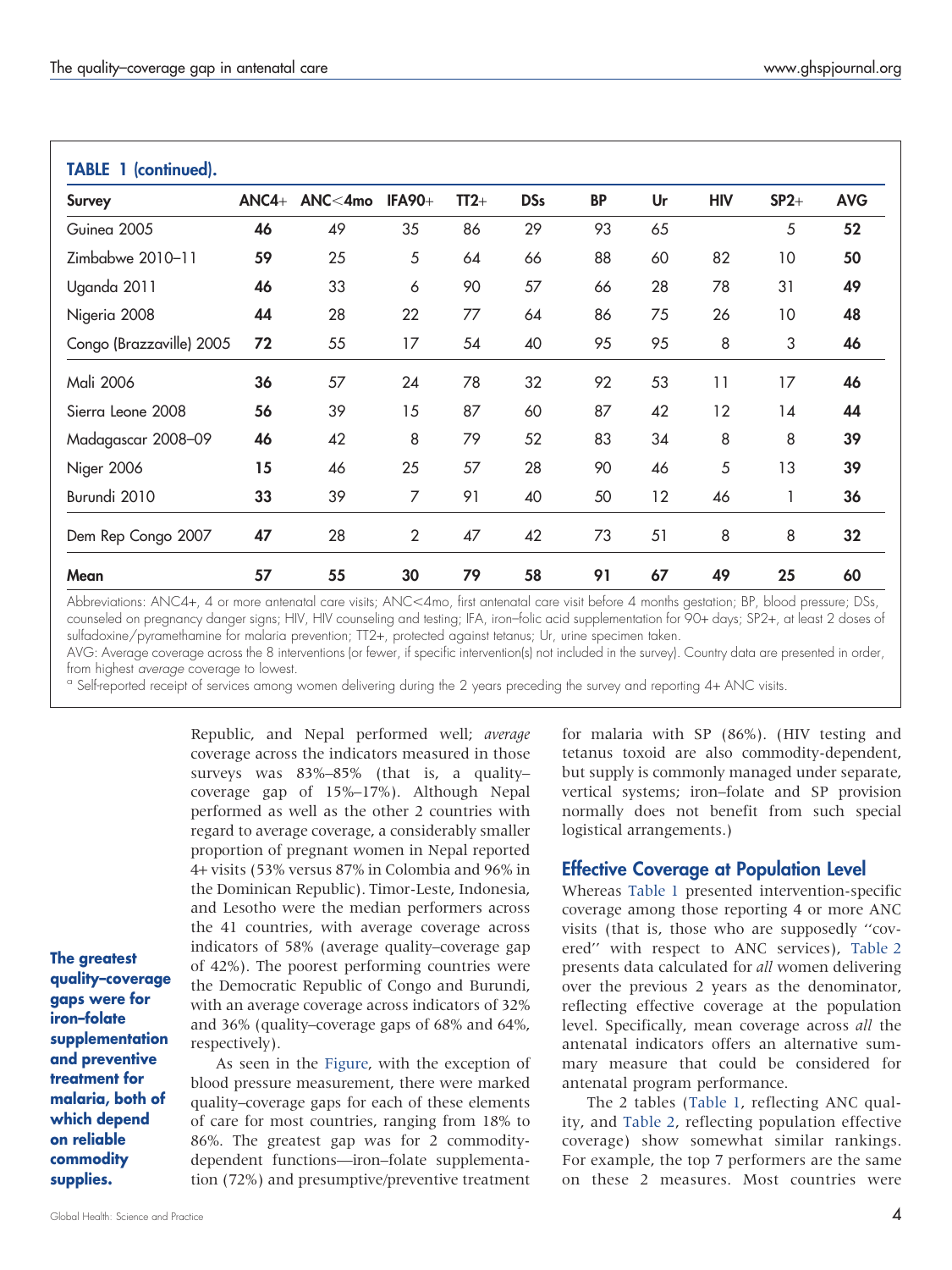**TABLE 1 (continued).**

| Survey | ANC4+ | ANC<4mo | IFA90+ | TT2+ | DSs | BP | Ur | HIV | SP2+ | AVG |
|---|---|---|---|---|---|---|---|---|---|---|
| Guinea 2005 | **46** | 49 | 35 | 86 | 29 | 93 | 65 | | 5 | **52** |
| Zimbabwe 2010–11 | **59** | 25 | 5 | 64 | 66 | 88 | 60 | 82 | 10 | **50** |
| Uganda 2011 | **46** | 33 | 6 | 90 | 57 | 66 | 28 | 78 | 31 | **49** |
| Nigeria 2008 | **44** | 28 | 22 | 77 | 64 | 86 | 75 | 26 | 10 | **48** |
| Congo (Brazzaville) 2005 | **72** | 55 | 17 | 54 | 40 | 95 | 95 | 8 | 3 | **46** |
| Mali 2006 | **36** | 57 | 24 | 78 | 32 | 92 | 53 | 11 | 17 | **46** |
| Sierra Leone 2008 | **56** | 39 | 15 | 87 | 60 | 87 | 42 | 12 | 14 | **44** |
| Madagascar 2008–09 | **46** | 42 | 8 | 79 | 52 | 83 | 34 | 8 | 8 | **39** |
| Niger 2006 | **15** | 46 | 25 | 57 | 28 | 90 | 46 | 5 | 13 | **39** |
| Burundi 2010 | **33** | 39 | 7 | 91 | 40 | 50 | 12 | 46 | 1 | **36** |
| Dem Rep Congo 2007 | **47** | 28 | 2 | 47 | 42 | 73 | 51 | 8 | 8 | **32** |
| **Mean** | **57** | **55** | **30** | **79** | **58** | **91** | **67** | **49** | **25** | **60** |

Abbreviations: ANC4+, 4 or more antenatal care visits; ANC<4mo, first antenatal care visit before 4 months gestation; BP, blood pressure; DSs, counseled on pregnancy danger signs; HIV, HIV counseling and testing; IFA, iron–folic acid supplementation for 90+ days; SP2+, at least 2 doses of sulfadoxine/pyramethamine for malaria prevention; TT2+, protected against tetanus; Ur, urine specimen taken.

AVG: Average coverage across the 8 interventions (or fewer, if specific intervention(s) not included in the survey). Country data are presented in order, from highest *average* coverage to lowest.

[a] Self-reported receipt of services among women delivering during the 2 years preceding the survey and reporting 4+ ANC visits.

Republic, and Nepal performed well; *average* coverage across the indicators measured in those surveys was 83%–85% (that is, a quality–coverage gap of 15%–17%). Although Nepal performed as well as the other 2 countries with regard to average coverage, a considerably smaller proportion of pregnant women in Nepal reported 4+ visits (53% versus 87% in Colombia and 96% in the Dominican Republic). Timor-Leste, Indonesia, and Lesotho were the median performers across the 41 countries, with average coverage across indicators of 58% (average quality–coverage gap of 42%). The poorest performing countries were the Democratic Republic of Congo and Burundi, with an average coverage across indicators of 32% and 36% (quality–coverage gaps of 68% and 64%, respectively).

**The greatest quality–coverage gaps were for iron–folate supplementation and preventive treatment for malaria, both of which depend on reliable commodity supplies.**

As seen in the Figure, with the exception of blood pressure measurement, there were marked quality–coverage gaps for each of these elements of care for most countries, ranging from 18% to 86%. The greatest gap was for 2 commodity-dependent functions—iron–folate supplementation (72%) and presumptive/preventive treatment for malaria with SP (86%). (HIV testing and tetanus toxoid are also commodity-dependent, but supply is commonly managed under separate, vertical systems; iron–folate and SP provision normally does not benefit from such special logistical arrangements.)

## Effective Coverage at Population Level

Whereas Table 1 presented intervention-specific coverage among those reporting 4 or more ANC visits (that is, those who are supposedly "covered" with respect to ANC services), Table 2 presents data calculated for *all* women delivering over the previous 2 years as the denominator, reflecting effective coverage at the population level. Specifically, mean coverage across *all* the antenatal indicators offers an alternative summary measure that could be considered for antenatal program performance.

The 2 tables (Table 1, reflecting ANC quality, and Table 2, reflecting population effective coverage) show somewhat similar rankings. For example, the top 7 performers are the same on these 2 measures. Most countries were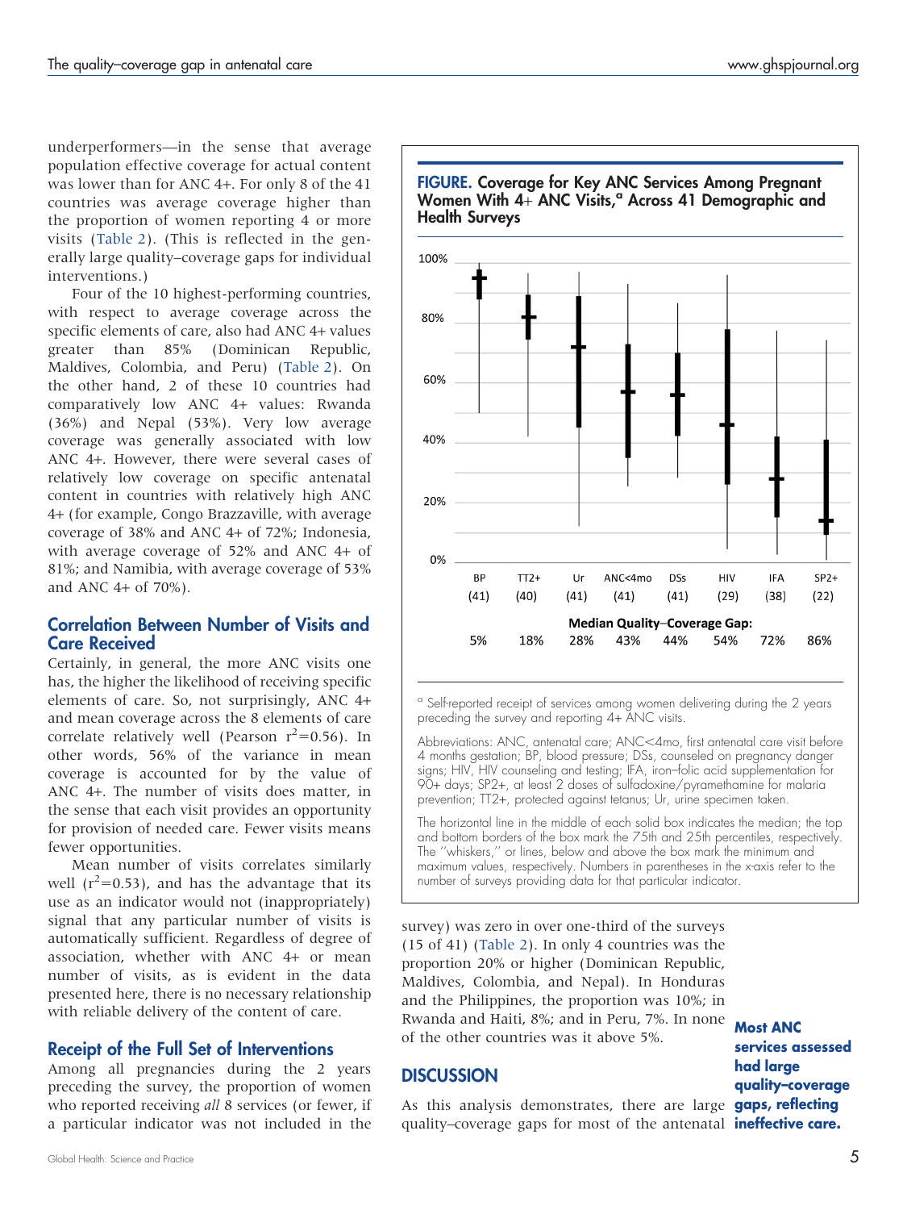underperformers—in the sense that average population effective coverage for actual content was lower than for ANC 4+. For only 8 of the 41 countries was average coverage higher than the proportion of women reporting 4 or more visits (Table 2). (This is reflected in the generally large quality–coverage gaps for individual interventions.)

Four of the 10 highest-performing countries, with respect to average coverage across the specific elements of care, also had ANC 4+ values greater than 85% (Dominican Republic, Maldives, Colombia, and Peru) (Table 2). On the other hand, 2 of these 10 countries had comparatively low ANC 4+ values: Rwanda (36%) and Nepal (53%). Very low average coverage was generally associated with low ANC 4+. However, there were several cases of relatively low coverage on specific antenatal content in countries with relatively high ANC 4+ (for example, Congo Brazzaville, with average coverage of 38% and ANC 4+ of 72%; Indonesia, with average coverage of 52% and ANC 4+ of 81%; and Namibia, with average coverage of 53% and ANC 4+ of 70%).

## Correlation Between Number of Visits and Care Received

Certainly, in general, the more ANC visits one has, the higher the likelihood of receiving specific elements of care. So, not surprisingly, ANC 4+ and mean coverage across the 8 elements of care correlate relatively well (Pearson $r^2$=0.56). In other words, 56% of the variance in mean coverage is accounted for by the value of ANC 4+. The number of visits does matter, in the sense that each visit provides an opportunity for provision of needed care. Fewer visits means fewer opportunities.

Mean number of visits correlates similarly well ($r^2$=0.53), and has the advantage that its use as an indicator would not (inappropriately) signal that any particular number of visits is automatically sufficient. Regardless of degree of association, whether with ANC 4+ or mean number of visits, as is evident in the data presented here, there is no necessary relationship with reliable delivery of the content of care.

## Receipt of the Full Set of Interventions

Among all pregnancies during the 2 years preceding the survey, the proportion of women who reported receiving *all* 8 services (or fewer, if a particular indicator was not included in the survey) was zero in over one-third of the surveys (15 of 41) (Table 2). In only 4 countries was the proportion 20% or higher (Dominican Republic, Maldives, Colombia, and Nepal). In Honduras and the Philippines, the proportion was 10%; in Rwanda and Haiti, 8%; and in Peru, 7%. In none of the other countries was it above 5%.

**FIGURE. Coverage for Key ANC Services Among Pregnant Women With 4+ ANC Visits,[a] Across 41 Demographic and Health Surveys**

| | BP | TT2+ | Ur | ANC<4mo | DSs | HIV | IFA | SP2+ |
|---|---|---|---|---|---|---|---|---|
| Number of surveys | (41) | (40) | (41) | (41) | (41) | (29) | (38) | (22) |
| Median Quality–Coverage Gap | 5% | 18% | 28% | 43% | 44% | 54% | 72% | 86% |

[a] Self-reported receipt of services among women delivering during the 2 years preceding the survey and reporting 4+ ANC visits.

Abbreviations: ANC, antenatal care; ANC<4mo, first antenatal care visit before 4 months gestation; BP, blood pressure; DSs, counseled on pregnancy danger signs; HIV, HIV counseling and testing; IFA, iron–folic acid supplementation for 90+ days; SP2+, at least 2 doses of sulfadoxine/pyramethamine for malaria prevention; TT2+, protected against tetanus; Ur, urine specimen taken.

The horizontal line in the middle of each solid box indicates the median; the top and bottom borders of the box mark the 75th and 25th percentiles, respectively. The "whiskers," or lines, below and above the box mark the minimum and maximum values, respectively. Numbers in parentheses in the x-axis refer to the number of surveys providing data for that particular indicator.

**Most ANC services assessed had large quality–coverage gaps, reflecting ineffective care.**

## DISCUSSION

As this analysis demonstrates, there are large quality–coverage gaps for most of the antenatal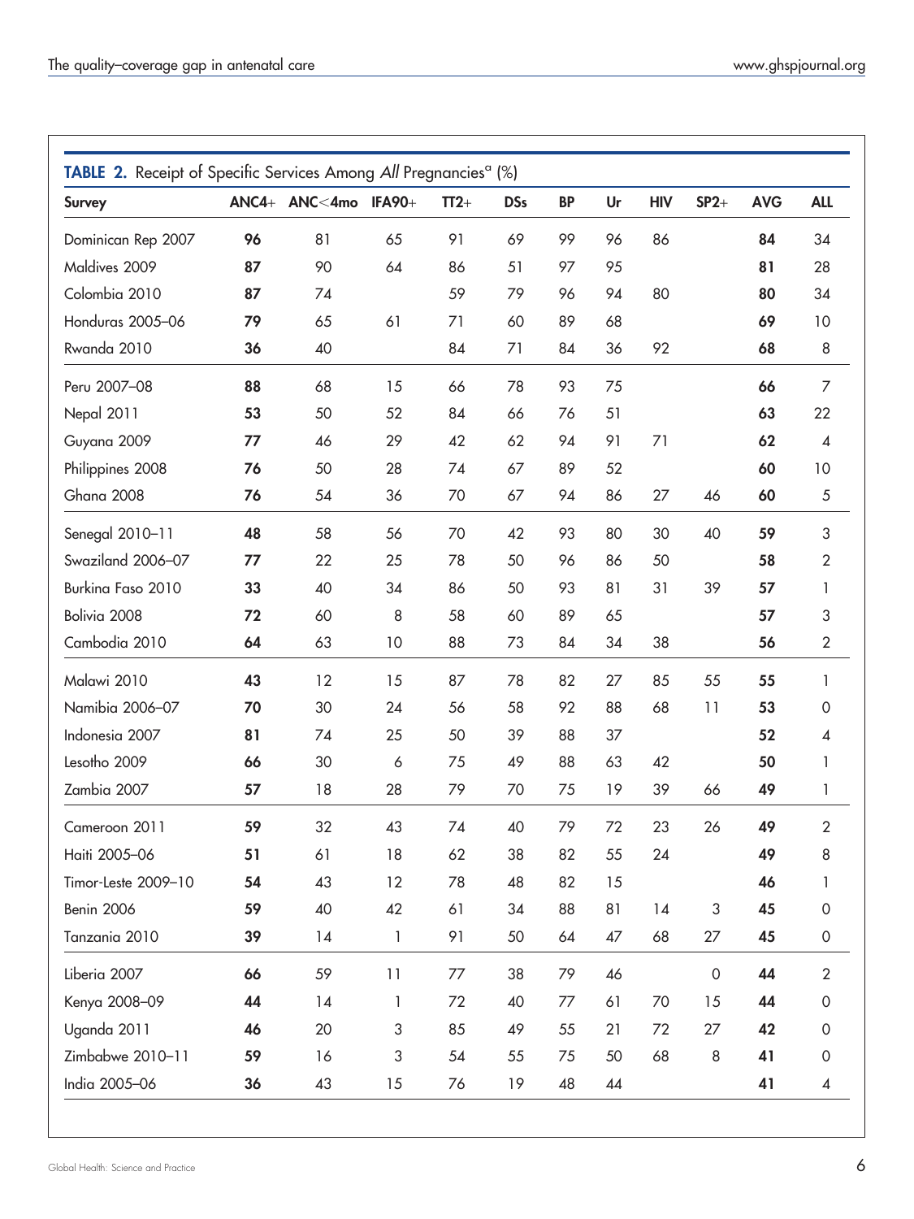**TABLE 2.** Receipt of Specific Services Among *All* Pregnancies[a] (%)

| Survey | ANC4+ | ANC<4mo | IFA90+ | TT2+ | DSs | BP | Ur | HIV | SP2+ | AVG | ALL |
|---|---|---|---|---|---|---|---|---|---|---|---|
| Dominican Rep 2007 | **96** | 81 | 65 | 91 | 69 | 99 | 96 | 86 | | **84** | 34 |
| Maldives 2009 | **87** | 90 | 64 | 86 | 51 | 97 | 95 | | | **81** | 28 |
| Colombia 2010 | **87** | 74 | | 59 | 79 | 96 | 94 | 80 | | **80** | 34 |
| Honduras 2005–06 | **79** | 65 | 61 | 71 | 60 | 89 | 68 | | | **69** | 10 |
| Rwanda 2010 | **36** | 40 | | 84 | 71 | 84 | 36 | 92 | | **68** | 8 |
| Peru 2007–08 | **88** | 68 | 15 | 66 | 78 | 93 | 75 | | | **66** | 7 |
| Nepal 2011 | **53** | 50 | 52 | 84 | 66 | 76 | 51 | | | **63** | 22 |
| Guyana 2009 | **77** | 46 | 29 | 42 | 62 | 94 | 91 | 71 | | **62** | 4 |
| Philippines 2008 | **76** | 50 | 28 | 74 | 67 | 89 | 52 | | | **60** | 10 |
| Ghana 2008 | **76** | 54 | 36 | 70 | 67 | 94 | 86 | 27 | 46 | **60** | 5 |
| Senegal 2010–11 | **48** | 58 | 56 | 70 | 42 | 93 | 80 | 30 | 40 | **59** | 3 |
| Swaziland 2006–07 | **77** | 22 | 25 | 78 | 50 | 96 | 86 | 50 | | **58** | 2 |
| Burkina Faso 2010 | **33** | 40 | 34 | 86 | 50 | 93 | 81 | 31 | 39 | **57** | 1 |
| Bolivia 2008 | **72** | 60 | 8 | 58 | 60 | 89 | 65 | | | **57** | 3 |
| Cambodia 2010 | **64** | 63 | 10 | 88 | 73 | 84 | 34 | 38 | | **56** | 2 |
| Malawi 2010 | **43** | 12 | 15 | 87 | 78 | 82 | 27 | 85 | 55 | **55** | 1 |
| Namibia 2006–07 | **70** | 30 | 24 | 56 | 58 | 92 | 88 | 68 | 11 | **53** | 0 |
| Indonesia 2007 | **81** | 74 | 25 | 50 | 39 | 88 | 37 | | | **52** | 4 |
| Lesotho 2009 | **66** | 30 | 6 | 75 | 49 | 88 | 63 | 42 | | **50** | 1 |
| Zambia 2007 | **57** | 18 | 28 | 79 | 70 | 75 | 19 | 39 | 66 | **49** | 1 |
| Cameroon 2011 | **59** | 32 | 43 | 74 | 40 | 79 | 72 | 23 | 26 | **49** | 2 |
| Haiti 2005–06 | **51** | 61 | 18 | 62 | 38 | 82 | 55 | 24 | | **49** | 8 |
| Timor-Leste 2009–10 | **54** | 43 | 12 | 78 | 48 | 82 | 15 | | | **46** | 1 |
| Benin 2006 | **59** | 40 | 42 | 61 | 34 | 88 | 81 | 14 | 3 | **45** | 0 |
| Tanzania 2010 | **39** | 14 | 1 | 91 | 50 | 64 | 47 | 68 | 27 | **45** | 0 |
| Liberia 2007 | **66** | 59 | 11 | 77 | 38 | 79 | 46 | | 0 | **44** | 2 |
| Kenya 2008–09 | **44** | 14 | 1 | 72 | 40 | 77 | 61 | 70 | 15 | **44** | 0 |
| Uganda 2011 | **46** | 20 | 3 | 85 | 49 | 55 | 21 | 72 | 27 | **42** | 0 |
| Zimbabwe 2010–11 | **59** | 16 | 3 | 54 | 55 | 75 | 50 | 68 | 8 | **41** | 0 |
| India 2005–06 | **36** | 43 | 15 | 76 | 19 | 48 | 44 | | | **41** | 4 |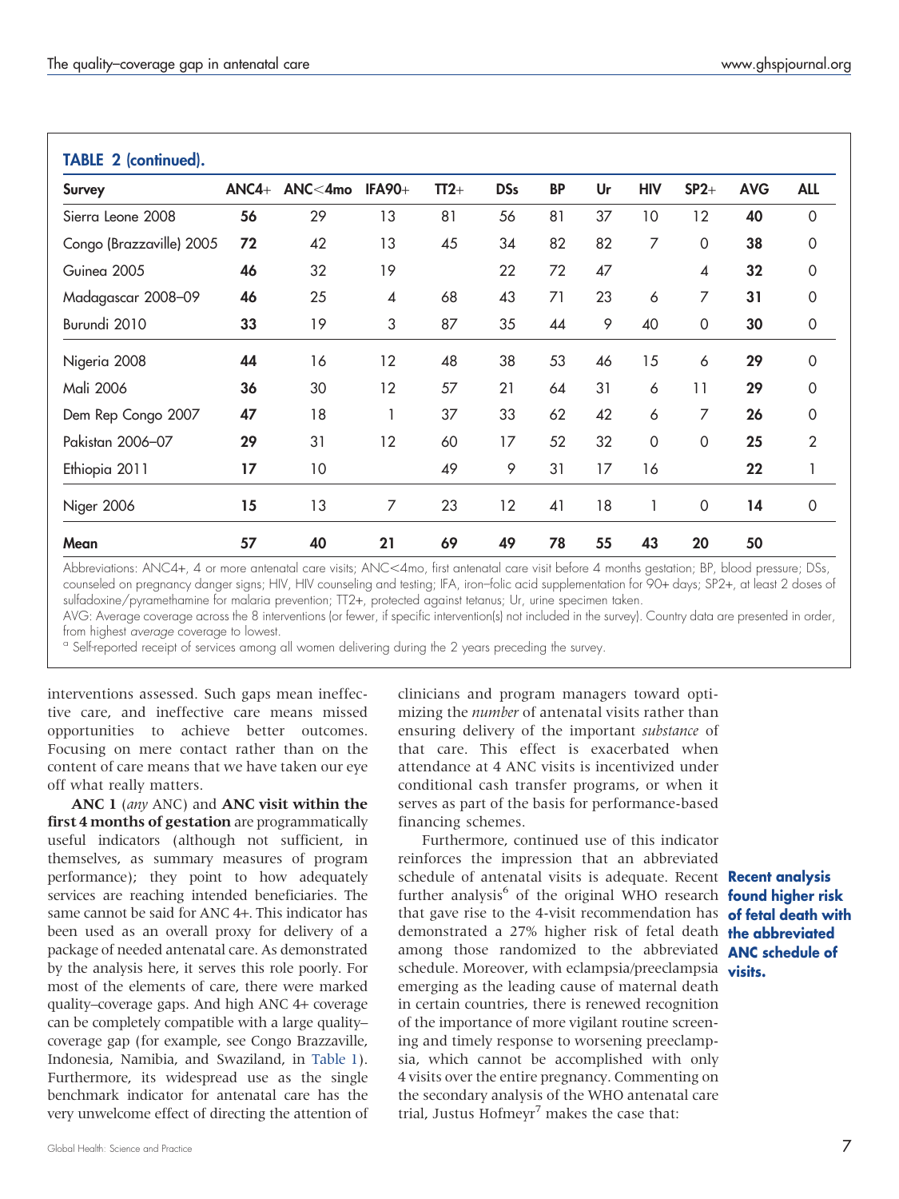**TABLE 2 (continued).**

| Survey | ANC4+ | ANC<4mo | IFA90+ | TT2+ | DSs | BP | Ur | HIV | SP2+ | AVG | ALL |
|---|---|---|---|---|---|---|---|---|---|---|---|
| Sierra Leone 2008 | **56** | 29 | 13 | 81 | 56 | 81 | 37 | 10 | 12 | **40** | 0 |
| Congo (Brazzaville) 2005 | **72** | 42 | 13 | 45 | 34 | 82 | 82 | 7 | 0 | **38** | 0 |
| Guinea 2005 | **46** | 32 | 19 | | 22 | 72 | 47 | | 4 | **32** | 0 |
| Madagascar 2008–09 | **46** | 25 | 4 | 68 | 43 | 71 | 23 | 6 | 7 | **31** | 0 |
| Burundi 2010 | **33** | 19 | 3 | 87 | 35 | 44 | 9 | 40 | 0 | **30** | 0 |
| Nigeria 2008 | **44** | 16 | 12 | 48 | 38 | 53 | 46 | 15 | 6 | **29** | 0 |
| Mali 2006 | **36** | 30 | 12 | 57 | 21 | 64 | 31 | 6 | 11 | **29** | 0 |
| Dem Rep Congo 2007 | **47** | 18 | 1 | 37 | 33 | 62 | 42 | 6 | 7 | **26** | 0 |
| Pakistan 2006–07 | **29** | 31 | 12 | 60 | 17 | 52 | 32 | 0 | 0 | **25** | 2 |
| Ethiopia 2011 | **17** | 10 | | 49 | 9 | 31 | 17 | 16 | | **22** | 1 |
| Niger 2006 | **15** | 13 | 7 | 23 | 12 | 41 | 18 | 1 | 0 | **14** | 0 |
| **Mean** | **57** | **40** | **21** | **69** | **49** | **78** | **55** | **43** | **20** | **50** | |

Abbreviations: ANC4+, 4 or more antenatal care visits; ANC<4mo, first antenatal care visit before 4 months gestation; BP, blood pressure; DSs, counseled on pregnancy danger signs; HIV, HIV counseling and testing; IFA, iron–folic acid supplementation for 90+ days; SP2+, at least 2 doses of sulfadoxine/pyramethamine for malaria prevention; TT2+, protected against tetanus; Ur, urine specimen taken.

AVG: Average coverage across the 8 interventions (or fewer, if specific intervention(s) not included in the survey). Country data are presented in order, from highest *average* coverage to lowest.

[a] Self-reported receipt of services among all women delivering during the 2 years preceding the survey.

interventions assessed. Such gaps mean ineffective care, and ineffective care means missed opportunities to achieve better outcomes. Focusing on mere contact rather than on the content of care means that we have taken our eye off what really matters.

**ANC 1** (*any* ANC) and **ANC visit within the first 4 months of gestation** are programmatically useful indicators (although not sufficient, in themselves, as summary measures of program performance); they point to how adequately services are reaching intended beneficiaries. The same cannot be said for ANC 4+. This indicator has been used as an overall proxy for delivery of a package of needed antenatal care. As demonstrated by the analysis here, it serves this role poorly. For most of the elements of care, there were marked quality–coverage gaps. And high ANC 4+ coverage can be completely compatible with a large quality–coverage gap (for example, see Congo Brazzaville, Indonesia, Namibia, and Swaziland, in Table 1). Furthermore, its widespread use as the single benchmark indicator for antenatal care has the very unwelcome effect of directing the attention of clinicians and program managers toward optimizing the *number* of antenatal visits rather than ensuring delivery of the important *substance* of that care. This effect is exacerbated when attendance at 4 ANC visits is incentivized under conditional cash transfer programs, or when it serves as part of the basis for performance-based financing schemes.

Furthermore, continued use of this indicator reinforces the impression that an abbreviated schedule of antenatal visits is adequate. Recent further analysis[6] of the original WHO research that gave rise to the 4-visit recommendation has demonstrated a 27% higher risk of fetal death among those randomized to the abbreviated schedule. Moreover, with eclampsia/preeclampsia emerging as the leading cause of maternal death in certain countries, there is renewed recognition of the importance of more vigilant routine screening and timely response to worsening preeclampsia, which cannot be accomplished with only 4 visits over the entire pregnancy. Commenting on the secondary analysis of the WHO antenatal care trial, Justus Hofmeyr[7] makes the case that:

**Recent analysis found higher risk of fetal death with the abbreviated ANC schedule of visits.**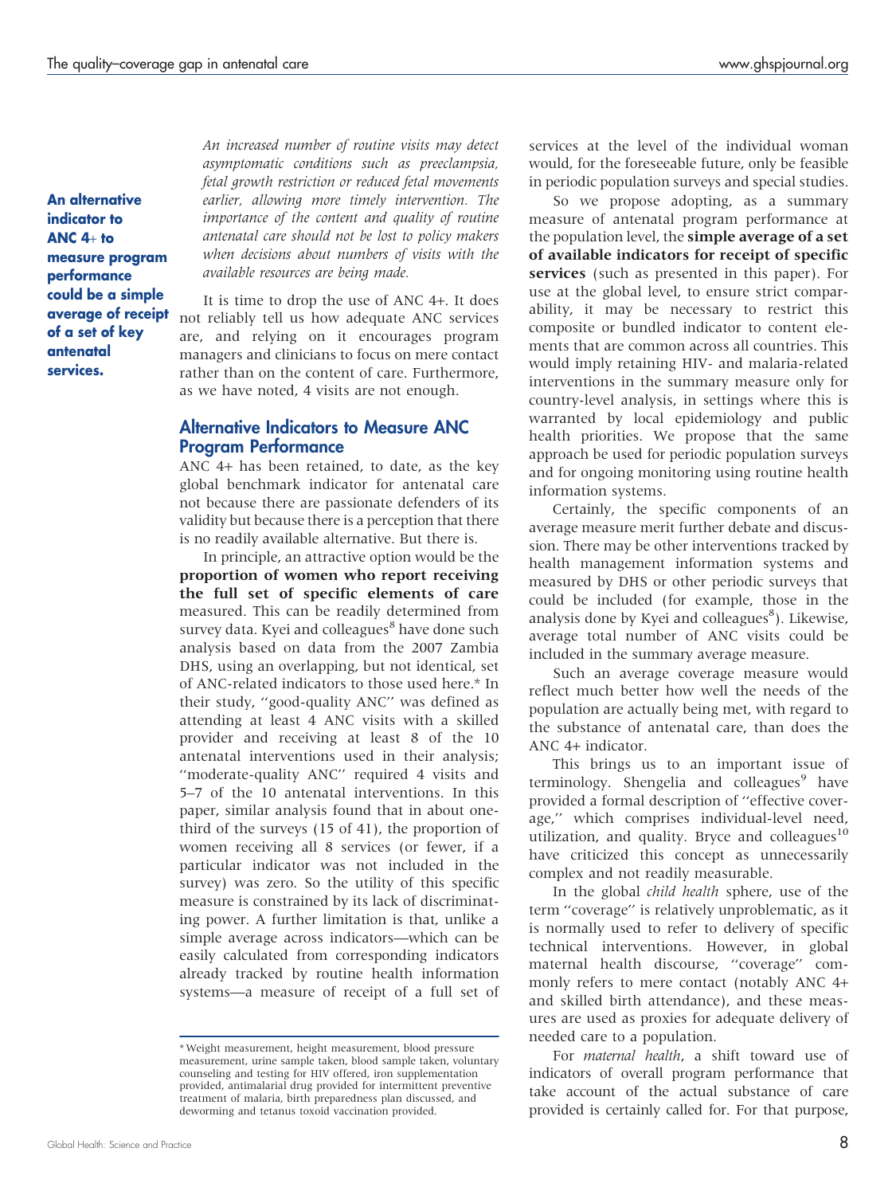**An alternative indicator to ANC 4+ to measure program performance could be a simple average of receipt of a set of key antenatal services.**

*An increased number of routine visits may detect asymptomatic conditions such as preeclampsia, fetal growth restriction or reduced fetal movements earlier, allowing more timely intervention. The importance of the content and quality of routine antenatal care should not be lost to policy makers when decisions about numbers of visits with the available resources are being made.*

It is time to drop the use of ANC 4+. It does not reliably tell us how adequate ANC services are, and relying on it encourages program managers and clinicians to focus on mere contact rather than on the content of care. Furthermore, as we have noted, 4 visits are not enough.

## Alternative Indicators to Measure ANC Program Performance

ANC 4+ has been retained, to date, as the key global benchmark indicator for antenatal care not because there are passionate defenders of its validity but because there is a perception that there is no readily available alternative. But there is.

In principle, an attractive option would be the **proportion of women who report receiving the full set of specific elements of care** measured. This can be readily determined from survey data. Kyei and colleagues[8] have done such analysis based on data from the 2007 Zambia DHS, using an overlapping, but not identical, set of ANC-related indicators to those used here.* In their study, ''good-quality ANC'' was defined as attending at least 4 ANC visits with a skilled provider and receiving at least 8 of the 10 antenatal interventions used in their analysis; ''moderate-quality ANC'' required 4 visits and 5–7 of the 10 antenatal interventions. In this paper, similar analysis found that in about one-third of the surveys (15 of 41), the proportion of women receiving all 8 services (or fewer, if a particular indicator was not included in the survey) was zero. So the utility of this specific measure is constrained by its lack of discriminating power. A further limitation is that, unlike a simple average across indicators—which can be easily calculated from corresponding indicators already tracked by routine health information systems—a measure of receipt of a full set of services at the level of the individual woman would, for the foreseeable future, only be feasible in periodic population surveys and special studies.

So we propose adopting, as a summary measure of antenatal program performance at the population level, the **simple average of a set of available indicators for receipt of specific services** (such as presented in this paper). For use at the global level, to ensure strict comparability, it may be necessary to restrict this composite or bundled indicator to content elements that are common across all countries. This would imply retaining HIV- and malaria-related interventions in the summary measure only for country-level analysis, in settings where this is warranted by local epidemiology and public health priorities. We propose that the same approach be used for periodic population surveys and for ongoing monitoring using routine health information systems.

Certainly, the specific components of an average measure merit further debate and discussion. There may be other interventions tracked by health management information systems and measured by DHS or other periodic surveys that could be included (for example, those in the analysis done by Kyei and colleagues[8]). Likewise, average total number of ANC visits could be included in the summary average measure.

Such an average coverage measure would reflect much better how well the needs of the population are actually being met, with regard to the substance of antenatal care, than does the ANC 4+ indicator.

This brings us to an important issue of terminology. Shengelia and colleagues[9] have provided a formal description of ''effective coverage,'' which comprises individual-level need, utilization, and quality. Bryce and colleagues[10] have criticized this concept as unnecessarily complex and not readily measurable.

In the global *child health* sphere, use of the term ''coverage'' is relatively unproblematic, as it is normally used to refer to delivery of specific technical interventions. However, in global maternal health discourse, ''coverage'' commonly refers to mere contact (notably ANC 4+ and skilled birth attendance), and these measures are used as proxies for adequate delivery of needed care to a population.

For *maternal health*, a shift toward use of indicators of overall program performance that take account of the actual substance of care provided is certainly called for. For that purpose,

---

* Weight measurement, height measurement, blood pressure measurement, urine sample taken, blood sample taken, voluntary counseling and testing for HIV offered, iron supplementation provided, antimalarial drug provided for intermittent preventive treatment of malaria, birth preparedness plan discussed, and deworming and tetanus toxoid vaccination provided.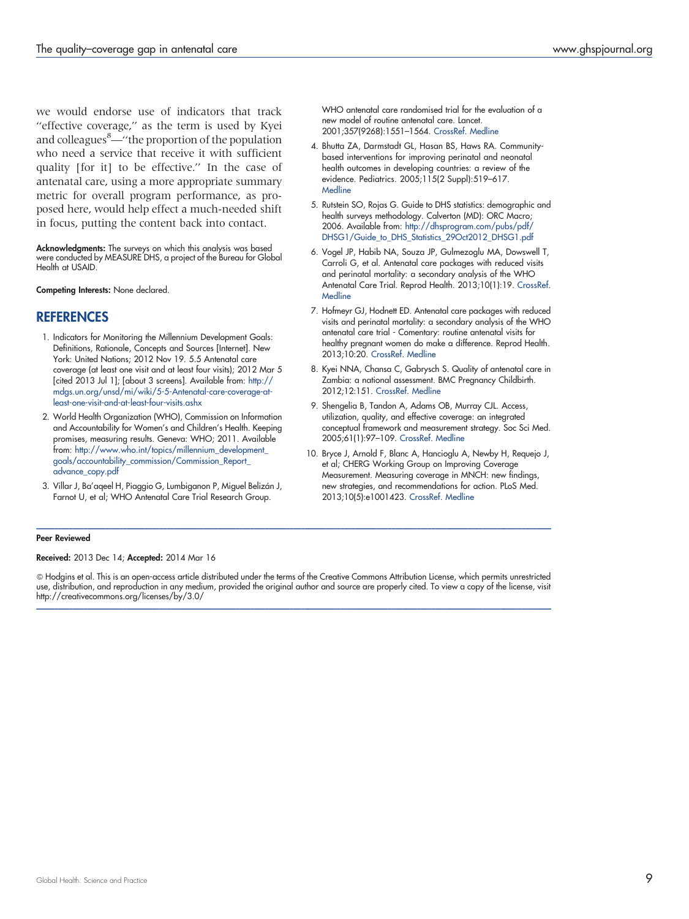we would endorse use of indicators that track "effective coverage," as the term is used by Kyei and colleagues[8]—"the proportion of the population who need a service that receive it with sufficient quality [for it] to be effective." In the case of antenatal care, using a more appropriate summary metric for overall program performance, as proposed here, would help effect a much-needed shift in focus, putting the content back into contact.

**Acknowledgments:** The surveys on which this analysis was based were conducted by MEASURE DHS, a project of the Bureau for Global Health at USAID.

**Competing Interests:** None declared.

## REFERENCES

1. Indicators for Monitoring the Millennium Development Goals: Definitions, Rationale, Concepts and Sources [Internet]. New York: United Nations; 2012 Nov 19. 5.5 Antenatal care coverage (at least one visit and at least four visits); 2012 Mar 5 [cited 2013 Jul 1]; [about 3 screens]. Available from: http://mdgs.un.org/unsd/mi/wiki/5-5-Antenatal-care-coverage-at-least-one-visit-and-at-least-four-visits.ashx
2. World Health Organization (WHO), Commission on Information and Accountability for Women's and Children's Health. Keeping promises, measuring results. Geneva: WHO; 2011. Available from: http://www.who.int/topics/millennium_development_goals/accountability_commission/Commission_Report_advance_copy.pdf
3. Villar J, Ba'aqeel H, Piaggio G, Lumbiganon P, Miguel Belizán J, Farnot U, et al; WHO Antenatal Care Trial Research Group. WHO antenatal care randomised trial for the evaluation of a new model of routine antenatal care. Lancet. 2001;357(9268):1551–1564. CrossRef. Medline
4. Bhutta ZA, Darmstadt GL, Hasan BS, Haws RA. Community-based interventions for improving perinatal and neonatal health outcomes in developing countries: a review of the evidence. Pediatrics. 2005;115(2 Suppl):519–617. Medline
5. Rutstein SO, Rojas G. Guide to DHS statistics: demographic and health surveys methodology. Calverton (MD): ORC Macro; 2006. Available from: http://dhsprogram.com/pubs/pdf/DHSG1/Guide_to_DHS_Statistics_29Oct2012_DHSG1.pdf
6. Vogel JP, Habib NA, Souza JP, Gulmezoglu MA, Dowswell T, Carroli G, et al. Antenatal care packages with reduced visits and perinatal mortality: a secondary analysis of the WHO Antenatal Care Trial. Reprod Health. 2013;10(1):19. CrossRef. Medline
7. Hofmeyr GJ, Hodnett ED. Antenatal care packages with reduced visits and perinatal mortality: a secondary analysis of the WHO antenatal care trial - Comentary: routine antenatal visits for healthy pregnant women do make a difference. Reprod Health. 2013;10:20. CrossRef. Medline
8. Kyei NNA, Chansa C, Gabrysch S. Quality of antenatal care in Zambia: a national assessment. BMC Pregnancy Childbirth. 2012;12:151. CrossRef. Medline
9. Shengelia B, Tandon A, Adams OB, Murray CJL. Access, utilization, quality, and effective coverage: an integrated conceptual framework and measurement strategy. Soc Sci Med. 2005;61(1):97–109. CrossRef. Medline
10. Bryce J, Arnold F, Blanc A, Hancioglu A, Newby H, Requejo J, et al; CHERG Working Group on Improving Coverage Measurement. Measuring coverage in MNCH: new findings, new strategies, and recommendations for action. PLoS Med. 2013;10(5):e1001423. CrossRef. Medline

**Peer Reviewed**

**Received:** 2013 Dec 14; **Accepted:** 2014 Mar 16

© Hodgins et al. This is an open-access article distributed under the terms of the Creative Commons Attribution License, which permits unrestricted use, distribution, and reproduction in any medium, provided the original author and source are properly cited. To view a copy of the license, visit http://creativecommons.org/licenses/by/3.0/